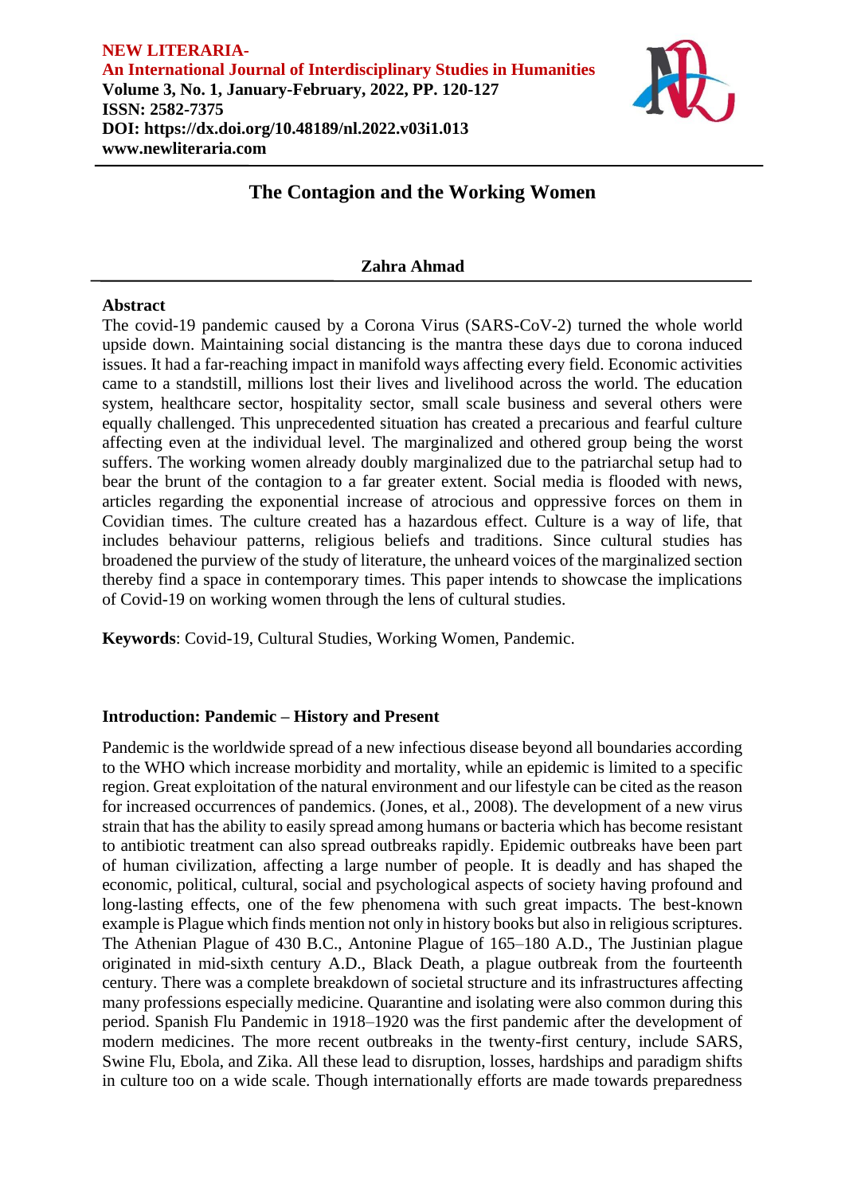**NEW LITERARIA-**
**An International Journal of Interdisciplinary Studies in Humanities**
**Volume 3, No. 1, January-February, 2022, PP. 120-127**
**ISSN: 2582-7375**
**DOI: https://dx.doi.org/10.48189/nl.2022.v03i1.013**
**www.newliteraria.com**

# The Contagion and the Working Women

**Zahra Ahmad**

## Abstract

The covid-19 pandemic caused by a Corona Virus (SARS-CoV-2) turned the whole world upside down. Maintaining social distancing is the mantra these days due to corona induced issues. It had a far-reaching impact in manifold ways affecting every field. Economic activities came to a standstill, millions lost their lives and livelihood across the world. The education system, healthcare sector, hospitality sector, small scale business and several others were equally challenged. This unprecedented situation has created a precarious and fearful culture affecting even at the individual level. The marginalized and othered group being the worst suffers. The working women already doubly marginalized due to the patriarchal setup had to bear the brunt of the contagion to a far greater extent. Social media is flooded with news, articles regarding the exponential increase of atrocious and oppressive forces on them in Covidian times. The culture created has a hazardous effect. Culture is a way of life, that includes behaviour patterns, religious beliefs and traditions. Since cultural studies has broadened the purview of the study of literature, the unheard voices of the marginalized section thereby find a space in contemporary times. This paper intends to showcase the implications of Covid-19 on working women through the lens of cultural studies.

**Keywords**: Covid-19, Cultural Studies, Working Women, Pandemic.

## Introduction: Pandemic – History and Present

Pandemic is the worldwide spread of a new infectious disease beyond all boundaries according to the WHO which increase morbidity and mortality, while an epidemic is limited to a specific region. Great exploitation of the natural environment and our lifestyle can be cited as the reason for increased occurrences of pandemics. (Jones, et al., 2008). The development of a new virus strain that has the ability to easily spread among humans or bacteria which has become resistant to antibiotic treatment can also spread outbreaks rapidly. Epidemic outbreaks have been part of human civilization, affecting a large number of people. It is deadly and has shaped the economic, political, cultural, social and psychological aspects of society having profound and long-lasting effects, one of the few phenomena with such great impacts. The best-known example is Plague which finds mention not only in history books but also in religious scriptures. The Athenian Plague of 430 B.C., Antonine Plague of 165–180 A.D., The Justinian plague originated in mid-sixth century A.D., Black Death, a plague outbreak from the fourteenth century. There was a complete breakdown of societal structure and its infrastructures affecting many professions especially medicine. Quarantine and isolating were also common during this period. Spanish Flu Pandemic in 1918–1920 was the first pandemic after the development of modern medicines. The more recent outbreaks in the twenty-first century, include SARS, Swine Flu, Ebola, and Zika. All these lead to disruption, losses, hardships and paradigm shifts in culture too on a wide scale. Though internationally efforts are made towards preparedness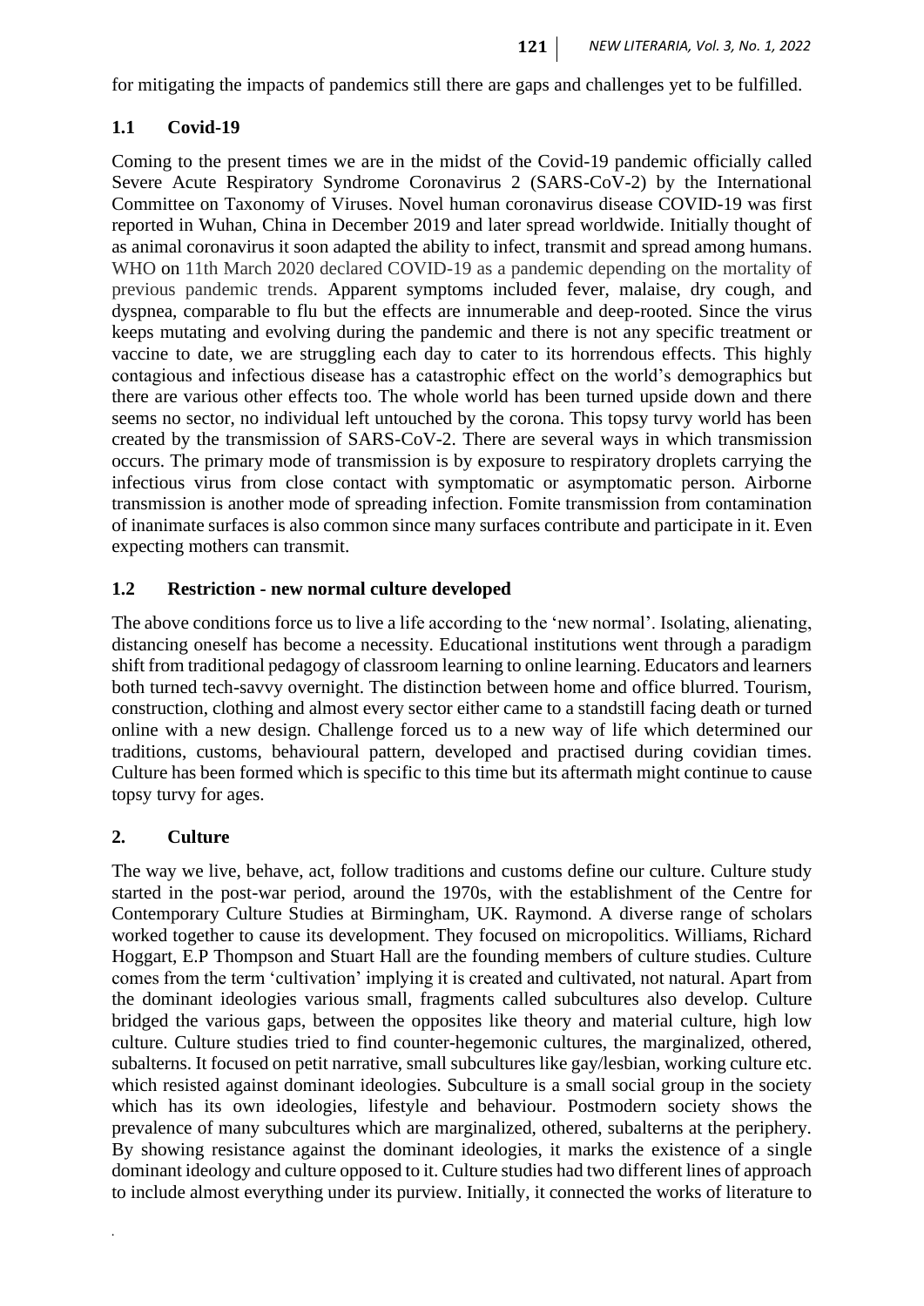for mitigating the impacts of pandemics still there are gaps and challenges yet to be fulfilled.

## 1.1 Covid-19

Coming to the present times we are in the midst of the Covid-19 pandemic officially called Severe Acute Respiratory Syndrome Coronavirus 2 (SARS-CoV-2) by the International Committee on Taxonomy of Viruses. Novel human coronavirus disease COVID-19 was first reported in Wuhan, China in December 2019 and later spread worldwide. Initially thought of as animal coronavirus it soon adapted the ability to infect, transmit and spread among humans. WHO on 11th March 2020 declared COVID-19 as a pandemic depending on the mortality of previous pandemic trends. Apparent symptoms included fever, malaise, dry cough, and dyspnea, comparable to flu but the effects are innumerable and deep-rooted. Since the virus keeps mutating and evolving during the pandemic and there is not any specific treatment or vaccine to date, we are struggling each day to cater to its horrendous effects. This highly contagious and infectious disease has a catastrophic effect on the world's demographics but there are various other effects too. The whole world has been turned upside down and there seems no sector, no individual left untouched by the corona. This topsy turvy world has been created by the transmission of SARS-CoV-2. There are several ways in which transmission occurs. The primary mode of transmission is by exposure to respiratory droplets carrying the infectious virus from close contact with symptomatic or asymptomatic person. Airborne transmission is another mode of spreading infection. Fomite transmission from contamination of inanimate surfaces is also common since many surfaces contribute and participate in it. Even expecting mothers can transmit.

## 1.2 Restriction - new normal culture developed

The above conditions force us to live a life according to the 'new normal'. Isolating, alienating, distancing oneself has become a necessity. Educational institutions went through a paradigm shift from traditional pedagogy of classroom learning to online learning. Educators and learners both turned tech-savvy overnight. The distinction between home and office blurred. Tourism, construction, clothing and almost every sector either came to a standstill facing death or turned online with a new design. Challenge forced us to a new way of life which determined our traditions, customs, behavioural pattern, developed and practised during covidian times. Culture has been formed which is specific to this time but its aftermath might continue to cause topsy turvy for ages.

## 2. Culture

The way we live, behave, act, follow traditions and customs define our culture. Culture study started in the post-war period, around the 1970s, with the establishment of the Centre for Contemporary Culture Studies at Birmingham, UK. Raymond. A diverse range of scholars worked together to cause its development. They focused on micropolitics. Williams, Richard Hoggart, E.P Thompson and Stuart Hall are the founding members of culture studies. Culture comes from the term 'cultivation' implying it is created and cultivated, not natural. Apart from the dominant ideologies various small, fragments called subcultures also develop. Culture bridged the various gaps, between the opposites like theory and material culture, high low culture. Culture studies tried to find counter-hegemonic cultures, the marginalized, othered, subalterns. It focused on petit narrative, small subcultures like gay/lesbian, working culture etc. which resisted against dominant ideologies. Subculture is a small social group in the society which has its own ideologies, lifestyle and behaviour. Postmodern society shows the prevalence of many subcultures which are marginalized, othered, subalterns at the periphery. By showing resistance against the dominant ideologies, it marks the existence of a single dominant ideology and culture opposed to it. Culture studies had two different lines of approach to include almost everything under its purview. Initially, it connected the works of literature to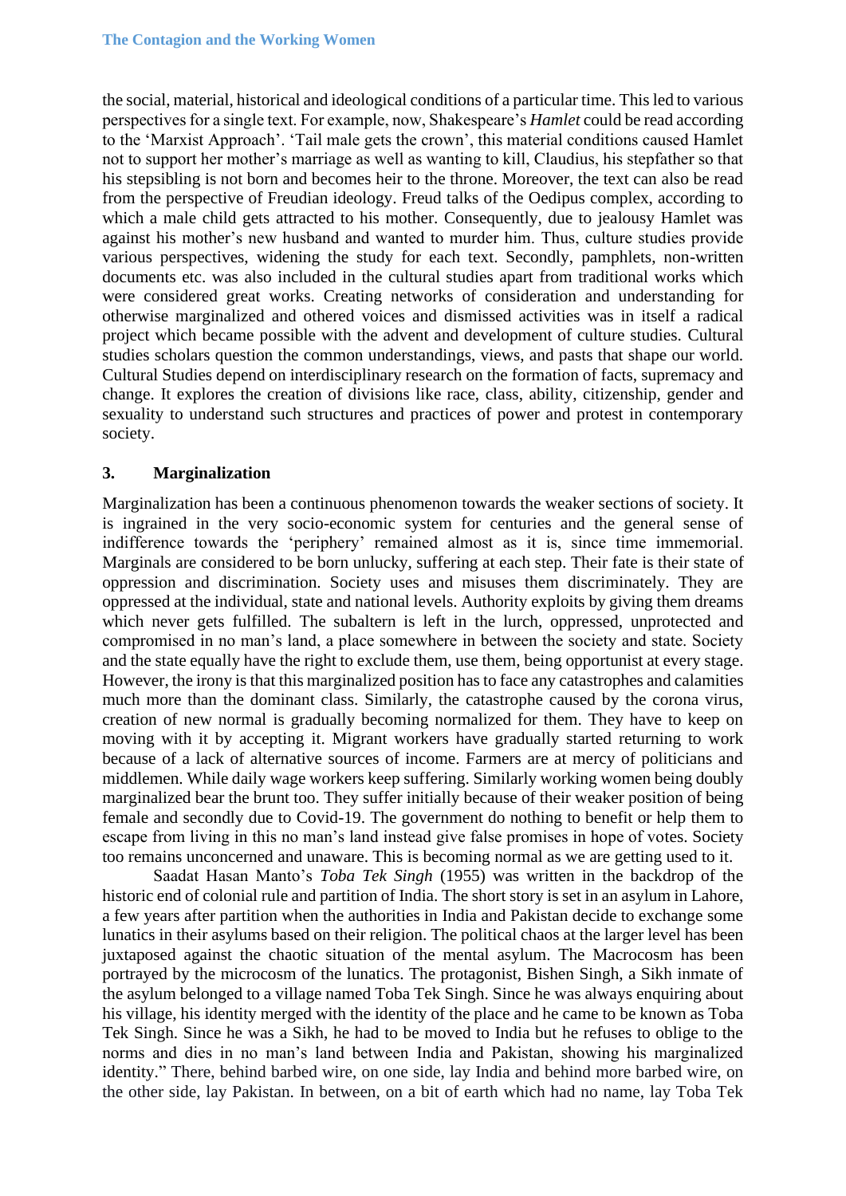the social, material, historical and ideological conditions of a particular time. This led to various perspectives for a single text. For example, now, Shakespeare's *Hamlet* could be read according to the 'Marxist Approach'. 'Tail male gets the crown', this material conditions caused Hamlet not to support her mother's marriage as well as wanting to kill, Claudius, his stepfather so that his stepsibling is not born and becomes heir to the throne. Moreover, the text can also be read from the perspective of Freudian ideology. Freud talks of the Oedipus complex, according to which a male child gets attracted to his mother. Consequently, due to jealousy Hamlet was against his mother's new husband and wanted to murder him. Thus, culture studies provide various perspectives, widening the study for each text. Secondly, pamphlets, non-written documents etc. was also included in the cultural studies apart from traditional works which were considered great works. Creating networks of consideration and understanding for otherwise marginalized and othered voices and dismissed activities was in itself a radical project which became possible with the advent and development of culture studies. Cultural studies scholars question the common understandings, views, and pasts that shape our world. Cultural Studies depend on interdisciplinary research on the formation of facts, supremacy and change. It explores the creation of divisions like race, class, ability, citizenship, gender and sexuality to understand such structures and practices of power and protest in contemporary society.

## 3. Marginalization

Marginalization has been a continuous phenomenon towards the weaker sections of society. It is ingrained in the very socio-economic system for centuries and the general sense of indifference towards the 'periphery' remained almost as it is, since time immemorial. Marginals are considered to be born unlucky, suffering at each step. Their fate is their state of oppression and discrimination. Society uses and misuses them discriminately. They are oppressed at the individual, state and national levels. Authority exploits by giving them dreams which never gets fulfilled. The subaltern is left in the lurch, oppressed, unprotected and compromised in no man's land, a place somewhere in between the society and state. Society and the state equally have the right to exclude them, use them, being opportunist at every stage. However, the irony is that this marginalized position has to face any catastrophes and calamities much more than the dominant class. Similarly, the catastrophe caused by the corona virus, creation of new normal is gradually becoming normalized for them. They have to keep on moving with it by accepting it. Migrant workers have gradually started returning to work because of a lack of alternative sources of income. Farmers are at mercy of politicians and middlemen. While daily wage workers keep suffering. Similarly working women being doubly marginalized bear the brunt too. They suffer initially because of their weaker position of being female and secondly due to Covid-19. The government do nothing to benefit or help them to escape from living in this no man's land instead give false promises in hope of votes. Society too remains unconcerned and unaware. This is becoming normal as we are getting used to it.

Saadat Hasan Manto's *Toba Tek Singh* (1955) was written in the backdrop of the historic end of colonial rule and partition of India. The short story is set in an asylum in Lahore, a few years after partition when the authorities in India and Pakistan decide to exchange some lunatics in their asylums based on their religion. The political chaos at the larger level has been juxtaposed against the chaotic situation of the mental asylum. The Macrocosm has been portrayed by the microcosm of the lunatics. The protagonist, Bishen Singh, a Sikh inmate of the asylum belonged to a village named Toba Tek Singh. Since he was always enquiring about his village, his identity merged with the identity of the place and he came to be known as Toba Tek Singh. Since he was a Sikh, he had to be moved to India but he refuses to oblige to the norms and dies in no man's land between India and Pakistan, showing his marginalized identity." There, behind barbed wire, on one side, lay India and behind more barbed wire, on the other side, lay Pakistan. In between, on a bit of earth which had no name, lay Toba Tek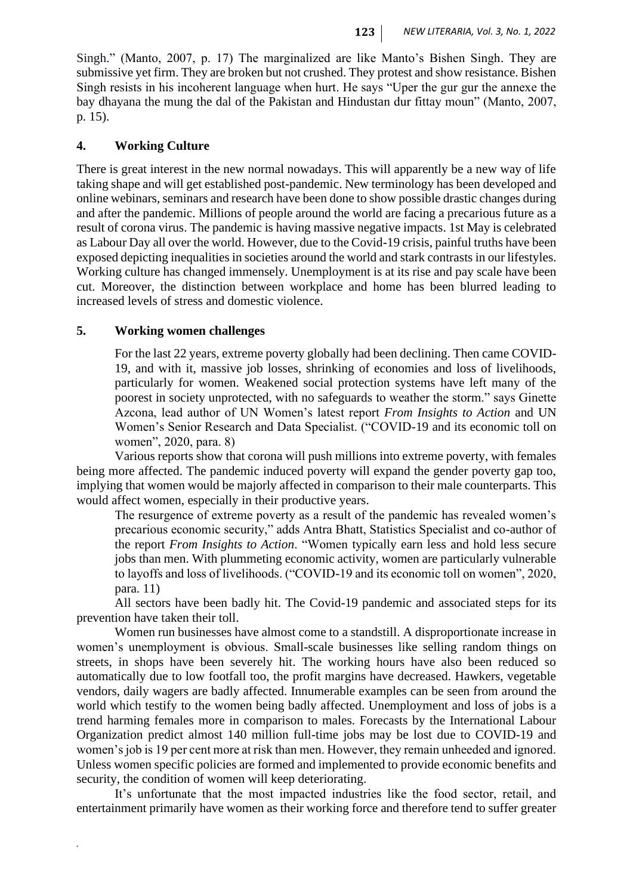Singh." (Manto, 2007, p. 17) The marginalized are like Manto's Bishen Singh. They are submissive yet firm. They are broken but not crushed. They protest and show resistance. Bishen Singh resists in his incoherent language when hurt. He says "Uper the gur gur the annexe the bay dhayana the mung the dal of the Pakistan and Hindustan dur fittay moun" (Manto, 2007, p. 15).

## 4. Working Culture

There is great interest in the new normal nowadays. This will apparently be a new way of life taking shape and will get established post-pandemic. New terminology has been developed and online webinars, seminars and research have been done to show possible drastic changes during and after the pandemic. Millions of people around the world are facing a precarious future as a result of corona virus. The pandemic is having massive negative impacts. 1st May is celebrated as Labour Day all over the world. However, due to the Covid-19 crisis, painful truths have been exposed depicting inequalities in societies around the world and stark contrasts in our lifestyles. Working culture has changed immensely. Unemployment is at its rise and pay scale have been cut. Moreover, the distinction between workplace and home has been blurred leading to increased levels of stress and domestic violence.

## 5. Working women challenges

> For the last 22 years, extreme poverty globally had been declining. Then came COVID-19, and with it, massive job losses, shrinking of economies and loss of livelihoods, particularly for women. Weakened social protection systems have left many of the poorest in society unprotected, with no safeguards to weather the storm." says Ginette Azcona, lead author of UN Women's latest report *From Insights to Action* and UN Women's Senior Research and Data Specialist. ("COVID-19 and its economic toll on women", 2020, para. 8)

Various reports show that corona will push millions into extreme poverty, with females being more affected. The pandemic induced poverty will expand the gender poverty gap too, implying that women would be majorly affected in comparison to their male counterparts. This would affect women, especially in their productive years.

> The resurgence of extreme poverty as a result of the pandemic has revealed women's precarious economic security," adds Antra Bhatt, Statistics Specialist and co-author of the report *From Insights to Action*. "Women typically earn less and hold less secure jobs than men. With plummeting economic activity, women are particularly vulnerable to layoffs and loss of livelihoods. ("COVID-19 and its economic toll on women", 2020, para. 11)

All sectors have been badly hit. The Covid-19 pandemic and associated steps for its prevention have taken their toll.

Women run businesses have almost come to a standstill. A disproportionate increase in women's unemployment is obvious. Small-scale businesses like selling random things on streets, in shops have been severely hit. The working hours have also been reduced so automatically due to low footfall too, the profit margins have decreased. Hawkers, vegetable vendors, daily wagers are badly affected. Innumerable examples can be seen from around the world which testify to the women being badly affected. Unemployment and loss of jobs is a trend harming females more in comparison to males. Forecasts by the International Labour Organization predict almost 140 million full-time jobs may be lost due to COVID-19 and women's job is 19 per cent more at risk than men. However, they remain unheeded and ignored. Unless women specific policies are formed and implemented to provide economic benefits and security, the condition of women will keep deteriorating.

It's unfortunate that the most impacted industries like the food sector, retail, and entertainment primarily have women as their working force and therefore tend to suffer greater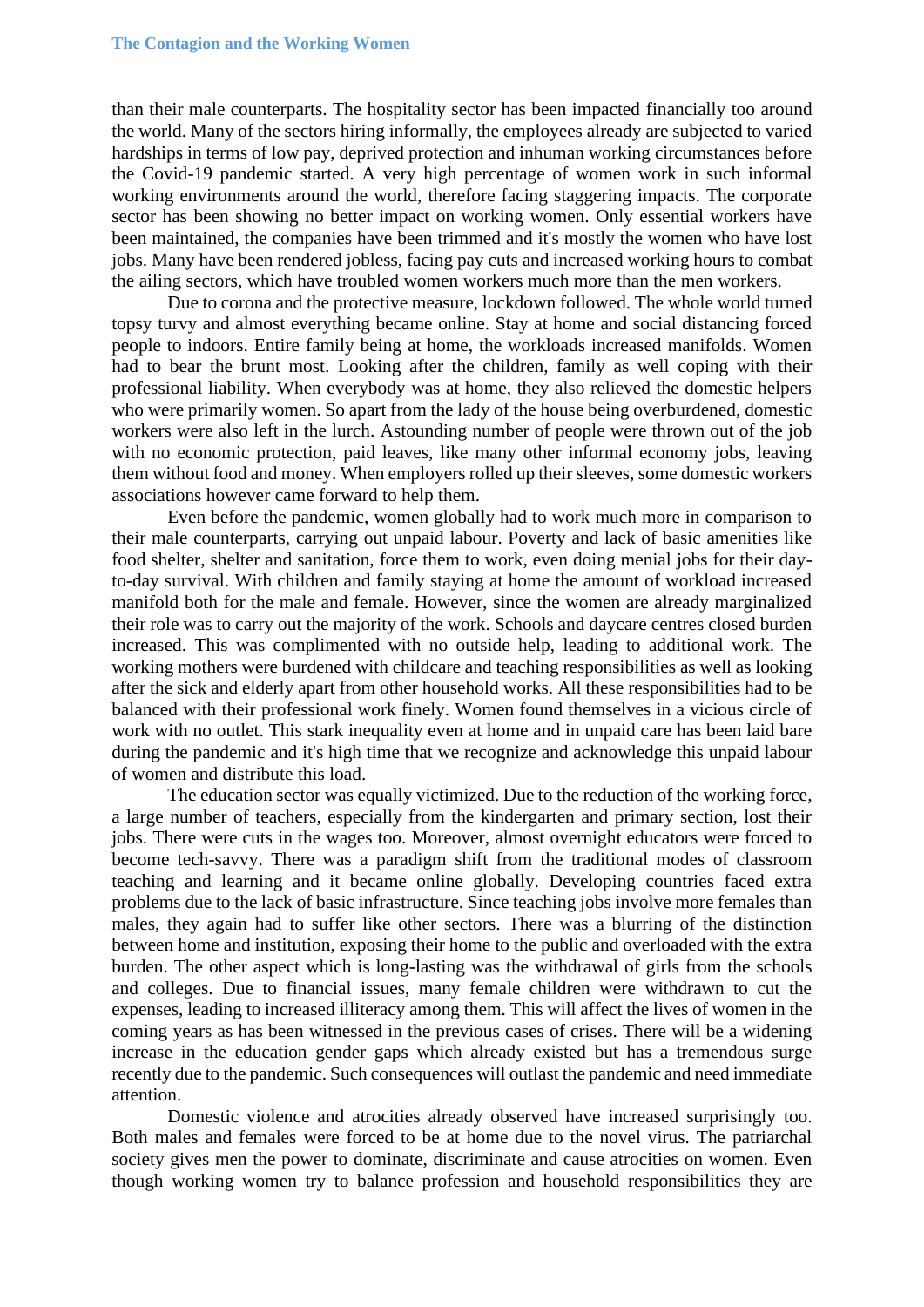than their male counterparts. The hospitality sector has been impacted financially too around the world. Many of the sectors hiring informally, the employees already are subjected to varied hardships in terms of low pay, deprived protection and inhuman working circumstances before the Covid-19 pandemic started. A very high percentage of women work in such informal working environments around the world, therefore facing staggering impacts. The corporate sector has been showing no better impact on working women. Only essential workers have been maintained, the companies have been trimmed and it's mostly the women who have lost jobs. Many have been rendered jobless, facing pay cuts and increased working hours to combat the ailing sectors, which have troubled women workers much more than the men workers.

Due to corona and the protective measure, lockdown followed. The whole world turned topsy turvy and almost everything became online. Stay at home and social distancing forced people to indoors. Entire family being at home, the workloads increased manifolds. Women had to bear the brunt most. Looking after the children, family as well coping with their professional liability. When everybody was at home, they also relieved the domestic helpers who were primarily women. So apart from the lady of the house being overburdened, domestic workers were also left in the lurch. Astounding number of people were thrown out of the job with no economic protection, paid leaves, like many other informal economy jobs, leaving them without food and money. When employers rolled up their sleeves, some domestic workers associations however came forward to help them.

Even before the pandemic, women globally had to work much more in comparison to their male counterparts, carrying out unpaid labour. Poverty and lack of basic amenities like food shelter, shelter and sanitation, force them to work, even doing menial jobs for their day-to-day survival. With children and family staying at home the amount of workload increased manifold both for the male and female. However, since the women are already marginalized their role was to carry out the majority of the work. Schools and daycare centres closed burden increased. This was complimented with no outside help, leading to additional work. The working mothers were burdened with childcare and teaching responsibilities as well as looking after the sick and elderly apart from other household works. All these responsibilities had to be balanced with their professional work finely. Women found themselves in a vicious circle of work with no outlet. This stark inequality even at home and in unpaid care has been laid bare during the pandemic and it's high time that we recognize and acknowledge this unpaid labour of women and distribute this load.

The education sector was equally victimized. Due to the reduction of the working force, a large number of teachers, especially from the kindergarten and primary section, lost their jobs. There were cuts in the wages too. Moreover, almost overnight educators were forced to become tech-savvy. There was a paradigm shift from the traditional modes of classroom teaching and learning and it became online globally. Developing countries faced extra problems due to the lack of basic infrastructure. Since teaching jobs involve more females than males, they again had to suffer like other sectors. There was a blurring of the distinction between home and institution, exposing their home to the public and overloaded with the extra burden. The other aspect which is long-lasting was the withdrawal of girls from the schools and colleges. Due to financial issues, many female children were withdrawn to cut the expenses, leading to increased illiteracy among them. This will affect the lives of women in the coming years as has been witnessed in the previous cases of crises. There will be a widening increase in the education gender gaps which already existed but has a tremendous surge recently due to the pandemic. Such consequences will outlast the pandemic and need immediate attention.

Domestic violence and atrocities already observed have increased surprisingly too. Both males and females were forced to be at home due to the novel virus. The patriarchal society gives men the power to dominate, discriminate and cause atrocities on women. Even though working women try to balance profession and household responsibilities they are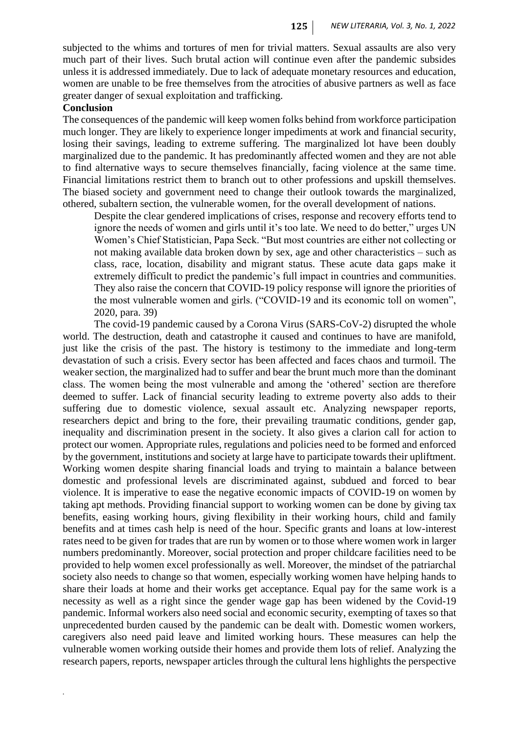subjected to the whims and tortures of men for trivial matters. Sexual assaults are also very much part of their lives. Such brutal action will continue even after the pandemic subsides unless it is addressed immediately. Due to lack of adequate monetary resources and education, women are unable to be free themselves from the atrocities of abusive partners as well as face greater danger of sexual exploitation and trafficking.

**Conclusion**

The consequences of the pandemic will keep women folks behind from workforce participation much longer. They are likely to experience longer impediments at work and financial security, losing their savings, leading to extreme suffering. The marginalized lot have been doubly marginalized due to the pandemic. It has predominantly affected women and they are not able to find alternative ways to secure themselves financially, facing violence at the same time. Financial limitations restrict them to branch out to other professions and upskill themselves. The biased society and government need to change their outlook towards the marginalized, othered, subaltern section, the vulnerable women, for the overall development of nations.

> Despite the clear gendered implications of crises, response and recovery efforts tend to ignore the needs of women and girls until it's too late. We need to do better," urges UN Women's Chief Statistician, Papa Seck. "But most countries are either not collecting or not making available data broken down by sex, age and other characteristics – such as class, race, location, disability and migrant status. These acute data gaps make it extremely difficult to predict the pandemic's full impact in countries and communities. They also raise the concern that COVID-19 policy response will ignore the priorities of the most vulnerable women and girls. ("COVID-19 and its economic toll on women", 2020, para. 39)

The covid-19 pandemic caused by a Corona Virus (SARS-CoV-2) disrupted the whole world. The destruction, death and catastrophe it caused and continues to have are manifold, just like the crisis of the past. The history is testimony to the immediate and long-term devastation of such a crisis. Every sector has been affected and faces chaos and turmoil. The weaker section, the marginalized had to suffer and bear the brunt much more than the dominant class. The women being the most vulnerable and among the 'othered' section are therefore deemed to suffer. Lack of financial security leading to extreme poverty also adds to their suffering due to domestic violence, sexual assault etc. Analyzing newspaper reports, researchers depict and bring to the fore, their prevailing traumatic conditions, gender gap, inequality and discrimination present in the society. It also gives a clarion call for action to protect our women. Appropriate rules, regulations and policies need to be formed and enforced by the government, institutions and society at large have to participate towards their upliftment. Working women despite sharing financial loads and trying to maintain a balance between domestic and professional levels are discriminated against, subdued and forced to bear violence. It is imperative to ease the negative economic impacts of COVID-19 on women by taking apt methods. Providing financial support to working women can be done by giving tax benefits, easing working hours, giving flexibility in their working hours, child and family benefits and at times cash help is need of the hour. Specific grants and loans at low-interest rates need to be given for trades that are run by women or to those where women work in larger numbers predominantly. Moreover, social protection and proper childcare facilities need to be provided to help women excel professionally as well. Moreover, the mindset of the patriarchal society also needs to change so that women, especially working women have helping hands to share their loads at home and their works get acceptance. Equal pay for the same work is a necessity as well as a right since the gender wage gap has been widened by the Covid-19 pandemic. Informal workers also need social and economic security, exempting of taxes so that unprecedented burden caused by the pandemic can be dealt with. Domestic women workers, caregivers also need paid leave and limited working hours. These measures can help the vulnerable women working outside their homes and provide them lots of relief. Analyzing the research papers, reports, newspaper articles through the cultural lens highlights the perspective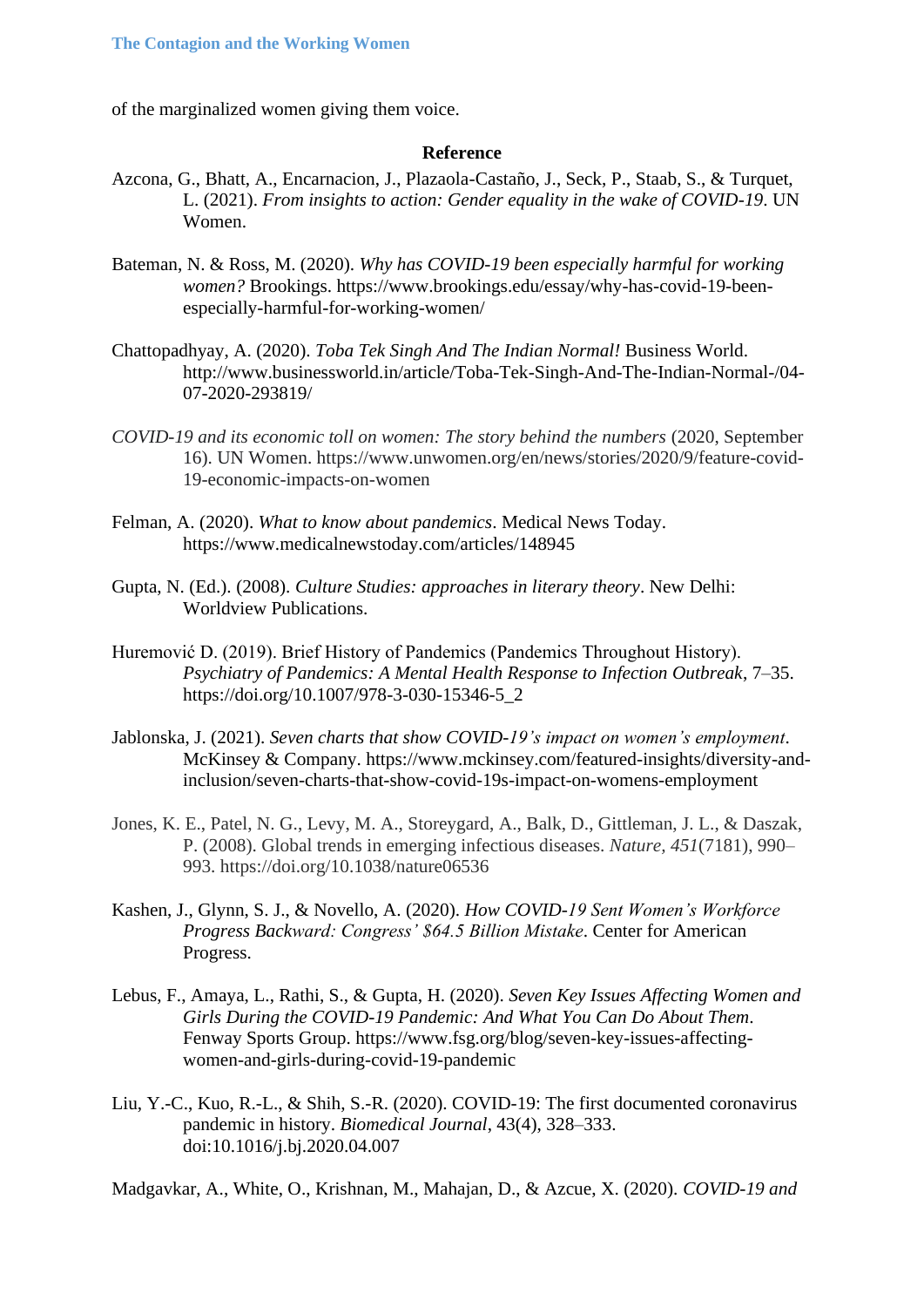of the marginalized women giving them voice.

## Reference

Azcona, G., Bhatt, A., Encarnacion, J., Plazaola-Castaño, J., Seck, P., Staab, S., & Turquet, L. (2021). *From insights to action: Gender equality in the wake of COVID-19*. UN Women.

Bateman, N. & Ross, M. (2020). *Why has COVID-19 been especially harmful for working women?* Brookings. https://www.brookings.edu/essay/why-has-covid-19-been-especially-harmful-for-working-women/

Chattopadhyay, A. (2020). *Toba Tek Singh And The Indian Normal!* Business World. http://www.businessworld.in/article/Toba-Tek-Singh-And-The-Indian-Normal-/04-07-2020-293819/

*COVID-19 and its economic toll on women: The story behind the numbers* (2020, September 16). UN Women. https://www.unwomen.org/en/news/stories/2020/9/feature-covid-19-economic-impacts-on-women

Felman, A. (2020). *What to know about pandemics*. Medical News Today. https://www.medicalnewstoday.com/articles/148945

Gupta, N. (Ed.). (2008). *Culture Studies: approaches in literary theory*. New Delhi: Worldview Publications.

Huremović D. (2019). Brief History of Pandemics (Pandemics Throughout History). *Psychiatry of Pandemics: A Mental Health Response to Infection Outbreak*, 7–35. https://doi.org/10.1007/978-3-030-15346-5_2

Jablonska, J. (2021). *Seven charts that show COVID-19's impact on women's employment*. McKinsey & Company. https://www.mckinsey.com/featured-insights/diversity-and-inclusion/seven-charts-that-show-covid-19s-impact-on-womens-employment

Jones, K. E., Patel, N. G., Levy, M. A., Storeygard, A., Balk, D., Gittleman, J. L., & Daszak, P. (2008). Global trends in emerging infectious diseases. *Nature*, *451*(7181), 990–993. https://doi.org/10.1038/nature06536

Kashen, J., Glynn, S. J., & Novello, A. (2020). *How COVID-19 Sent Women's Workforce Progress Backward: Congress' $64.5 Billion Mistake*. Center for American Progress.

Lebus, F., Amaya, L., Rathi, S., & Gupta, H. (2020). *Seven Key Issues Affecting Women and Girls During the COVID-19 Pandemic: And What You Can Do About Them*. Fenway Sports Group. https://www.fsg.org/blog/seven-key-issues-affecting-women-and-girls-during-covid-19-pandemic

Liu, Y.-C., Kuo, R.-L., & Shih, S.-R. (2020). COVID-19: The first documented coronavirus pandemic in history. *Biomedical Journal*, 43(4), 328–333. doi:10.1016/j.bj.2020.04.007

Madgavkar, A., White, O., Krishnan, M., Mahajan, D., & Azcue, X. (2020). *COVID-19 and*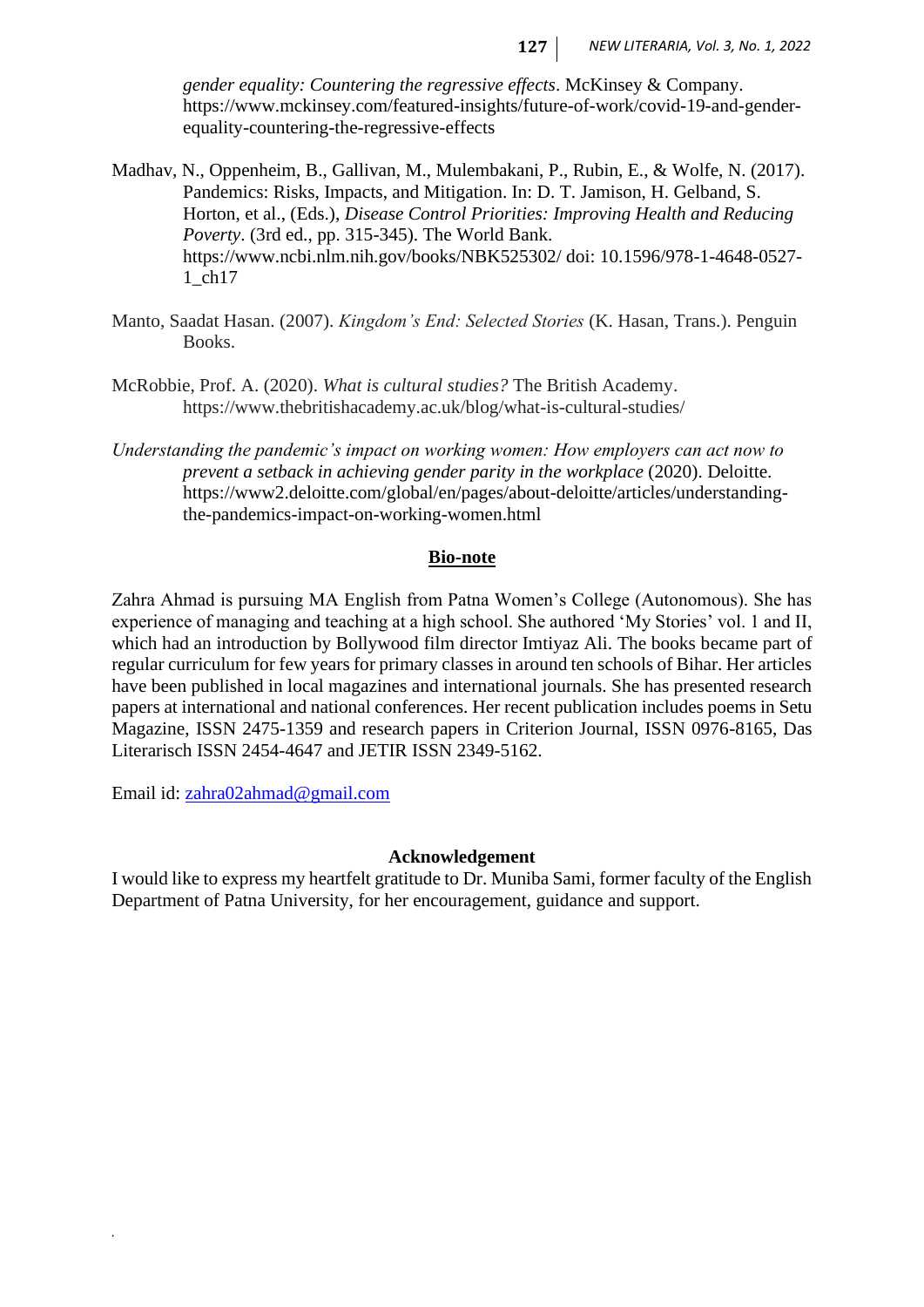*gender equality: Countering the regressive effects*. McKinsey & Company. https://www.mckinsey.com/featured-insights/future-of-work/covid-19-and-gender-equality-countering-the-regressive-effects

Madhav, N., Oppenheim, B., Gallivan, M., Mulembakani, P., Rubin, E., & Wolfe, N. (2017). Pandemics: Risks, Impacts, and Mitigation. In: D. T. Jamison, H. Gelband, S. Horton, et al., (Eds.), *Disease Control Priorities: Improving Health and Reducing Poverty*. (3rd ed., pp. 315-345). The World Bank. https://www.ncbi.nlm.nih.gov/books/NBK525302/ doi: 10.1596/978-1-4648-0527-1_ch17

Manto, Saadat Hasan. (2007). *Kingdom's End: Selected Stories* (K. Hasan, Trans.). Penguin Books.

McRobbie, Prof. A. (2020). *What is cultural studies?* The British Academy. https://www.thebritishacademy.ac.uk/blog/what-is-cultural-studies/

*Understanding the pandemic's impact on working women: How employers can act now to prevent a setback in achieving gender parity in the workplace* (2020). Deloitte. https://www2.deloitte.com/global/en/pages/about-deloitte/articles/understanding-the-pandemics-impact-on-working-women.html

## Bio-note

Zahra Ahmad is pursuing MA English from Patna Women's College (Autonomous). She has experience of managing and teaching at a high school. She authored 'My Stories' vol. 1 and II, which had an introduction by Bollywood film director Imtiyaz Ali. The books became part of regular curriculum for few years for primary classes in around ten schools of Bihar. Her articles have been published in local magazines and international journals. She has presented research papers at international and national conferences. Her recent publication includes poems in Setu Magazine, ISSN 2475-1359 and research papers in Criterion Journal, ISSN 0976-8165, Das Literarisch ISSN 2454-4647 and JETIR ISSN 2349-5162.

Email id: zahra02ahmad@gmail.com

## Acknowledgement

I would like to express my heartfelt gratitude to Dr. Muniba Sami, former faculty of the English Department of Patna University, for her encouragement, guidance and support.